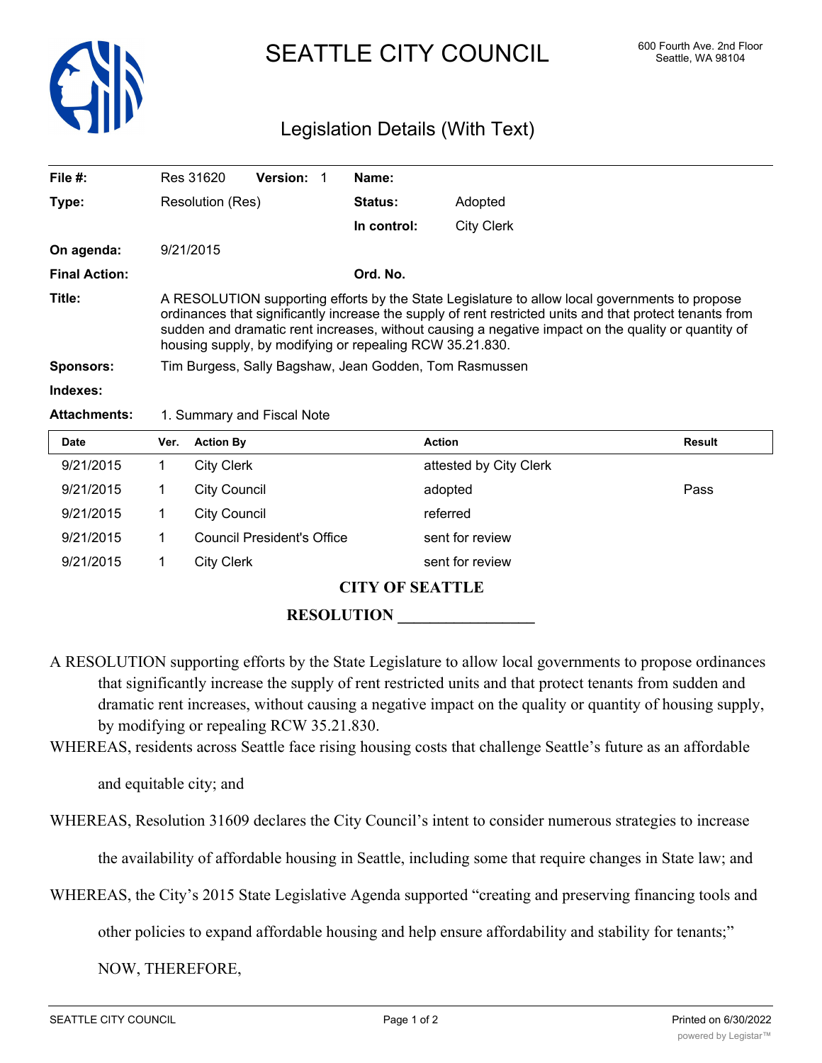# SEATTLE CITY COUNCIL

600 Fourth Ave. 2nd Floor
Seattle, WA 98104

## Legislation Details (With Text)

| | | | |
|---|---|---|---|
| **File #:** | Res 31620 **Version:** 1 | **Name:** | |
| **Type:** | Resolution (Res) | **Status:** | Adopted |
| | | **In control:** | City Clerk |
| **On agenda:** | 9/21/2015 | | |
| **Final Action:** | | **Ord. No.** | |

**Title:** A RESOLUTION supporting efforts by the State Legislature to allow local governments to propose ordinances that significantly increase the supply of rent restricted units and that protect tenants from sudden and dramatic rent increases, without causing a negative impact on the quality or quantity of housing supply, by modifying or repealing RCW 35.21.830.

**Sponsors:** Tim Burgess, Sally Bagshaw, Jean Godden, Tom Rasmussen

**Indexes:**

**Attachments:** 1. Summary and Fiscal Note

| Date | Ver. | Action By | Action | Result |
|---|---|---|---|---|
| 9/21/2015 | 1 | City Clerk | attested by City Clerk | |
| 9/21/2015 | 1 | City Council | adopted | Pass |
| 9/21/2015 | 1 | City Council | referred | |
| 9/21/2015 | 1 | Council President's Office | sent for review | |
| 9/21/2015 | 1 | City Clerk | sent for review | |

**CITY OF SEATTLE**

**RESOLUTION \_\_\_\_\_\_\_\_\_\_\_\_\_\_\_\_\_**

A RESOLUTION supporting efforts by the State Legislature to allow local governments to propose ordinances that significantly increase the supply of rent restricted units and that protect tenants from sudden and dramatic rent increases, without causing a negative impact on the quality or quantity of housing supply, by modifying or repealing RCW 35.21.830.

WHEREAS, residents across Seattle face rising housing costs that challenge Seattle's future as an affordable and equitable city; and

WHEREAS, Resolution 31609 declares the City Council's intent to consider numerous strategies to increase the availability of affordable housing in Seattle, including some that require changes in State law; and

WHEREAS, the City's 2015 State Legislative Agenda supported "creating and preserving financing tools and other policies to expand affordable housing and help ensure affordability and stability for tenants;"

NOW, THEREFORE,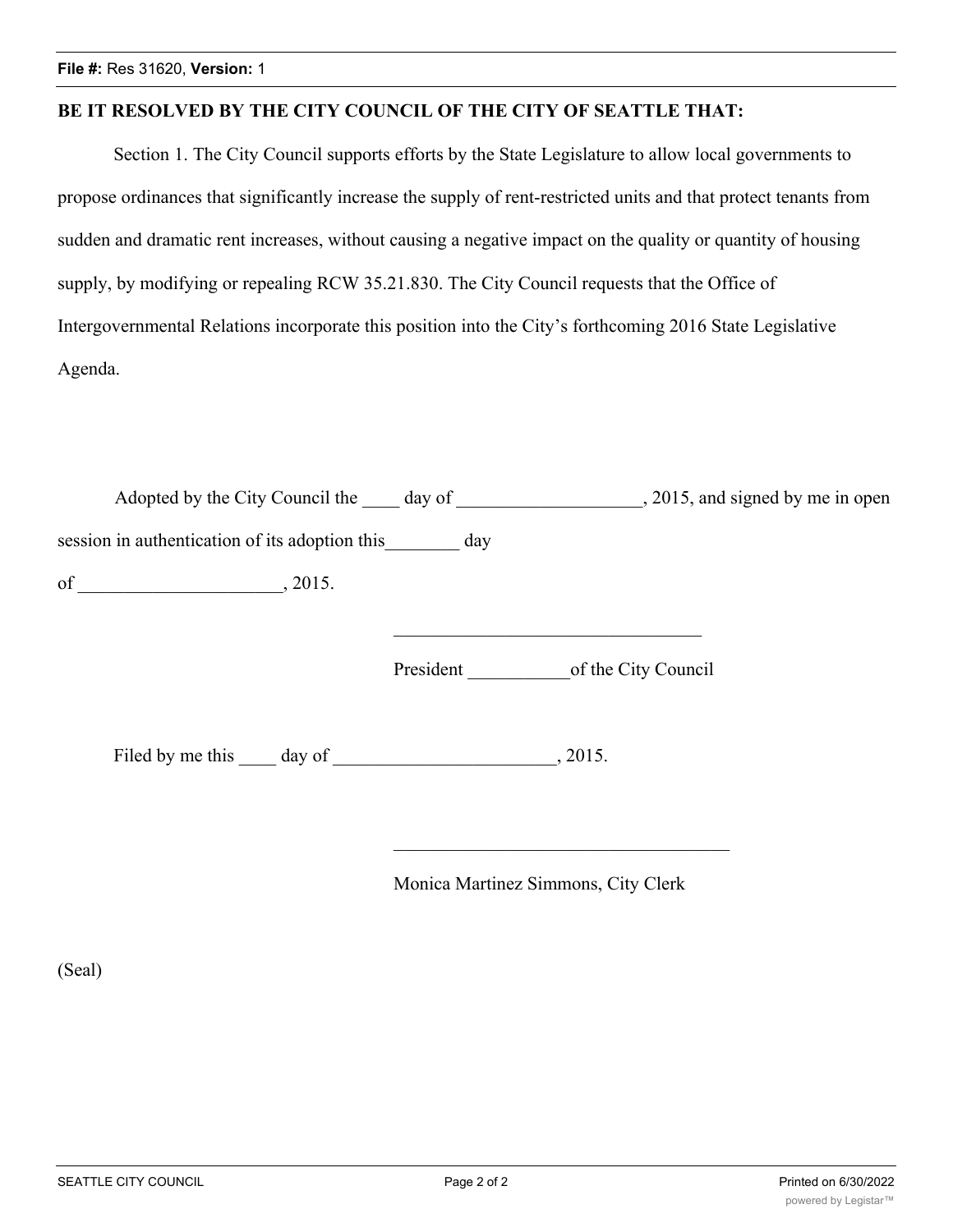**BE IT RESOLVED BY THE CITY COUNCIL OF THE CITY OF SEATTLE THAT:**

Section 1. The City Council supports efforts by the State Legislature to allow local governments to propose ordinances that significantly increase the supply of rent-restricted units and that protect tenants from sudden and dramatic rent increases, without causing a negative impact on the quality or quantity of housing supply, by modifying or repealing RCW 35.21.830. The City Council requests that the Office of Intergovernmental Relations incorporate this position into the City's forthcoming 2016 State Legislative Agenda.

Adopted by the City Council the ____ day of ____________________, 2015, and signed by me in open session in authentication of its adoption this________ day of ______________________, 2015.

__________________________________

President ___________of the City Council

Filed by me this ____ day of ________________________, 2015.

_____________________________________

Monica Martinez Simmons, City Clerk

(Seal)